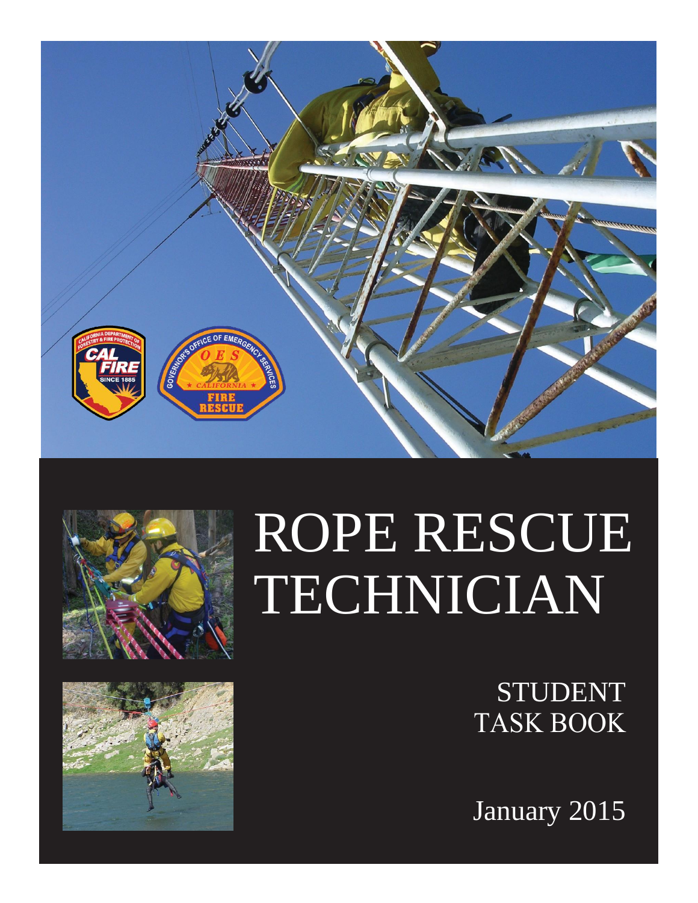# ROPE RESCUE TECHNICIAN

## STUDENT TASK BOOK

January 2015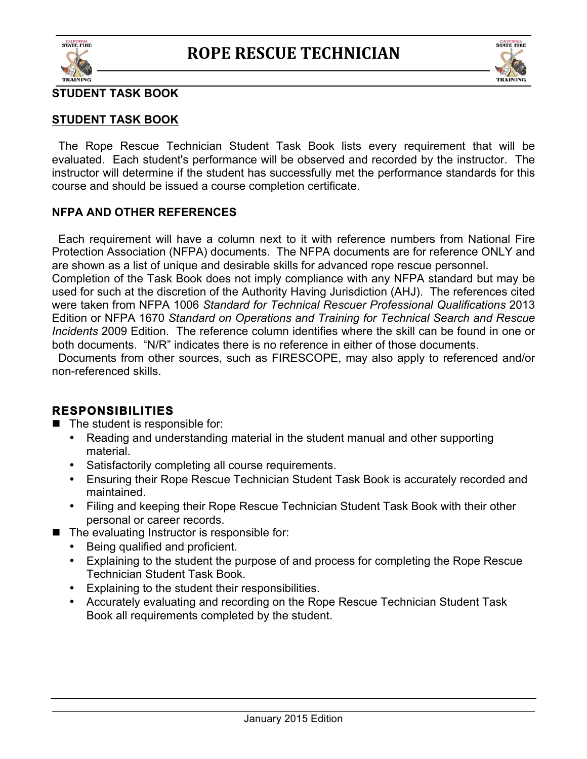**STUDENT TASK BOOK**

## STUDENT TASK BOOK

The Rope Rescue Technician Student Task Book lists every requirement that will be evaluated. Each student's performance will be observed and recorded by the instructor. The instructor will determine if the student has successfully met the performance standards for this course and should be issued a course completion certificate.

### NFPA AND OTHER REFERENCES

Each requirement will have a column next to it with reference numbers from National Fire Protection Association (NFPA) documents. The NFPA documents are for reference ONLY and are shown as a list of unique and desirable skills for advanced rope rescue personnel. Completion of the Task Book does not imply compliance with any NFPA standard but may be used for such at the discretion of the Authority Having Jurisdiction (AHJ). The references cited were taken from NFPA 1006 *Standard for Technical Rescuer Professional Qualifications* 2013 Edition or NFPA 1670 *Standard on Operations and Training for Technical Search and Rescue Incidents* 2009 Edition. The reference column identifies where the skill can be found in one or both documents. "N/R" indicates there is no reference in either of those documents.

Documents from other sources, such as FIRESCOPE, may also apply to referenced and/or non-referenced skills.

### RESPONSIBILITIES

- The student is responsible for:
  - Reading and understanding material in the student manual and other supporting material.
  - Satisfactorily completing all course requirements.
  - Ensuring their Rope Rescue Technician Student Task Book is accurately recorded and maintained.
  - Filing and keeping their Rope Rescue Technician Student Task Book with their other personal or career records.
- The evaluating Instructor is responsible for:
  - Being qualified and proficient.
  - Explaining to the student the purpose of and process for completing the Rope Rescue Technician Student Task Book.
  - Explaining to the student their responsibilities.
  - Accurately evaluating and recording on the Rope Rescue Technician Student Task Book all requirements completed by the student.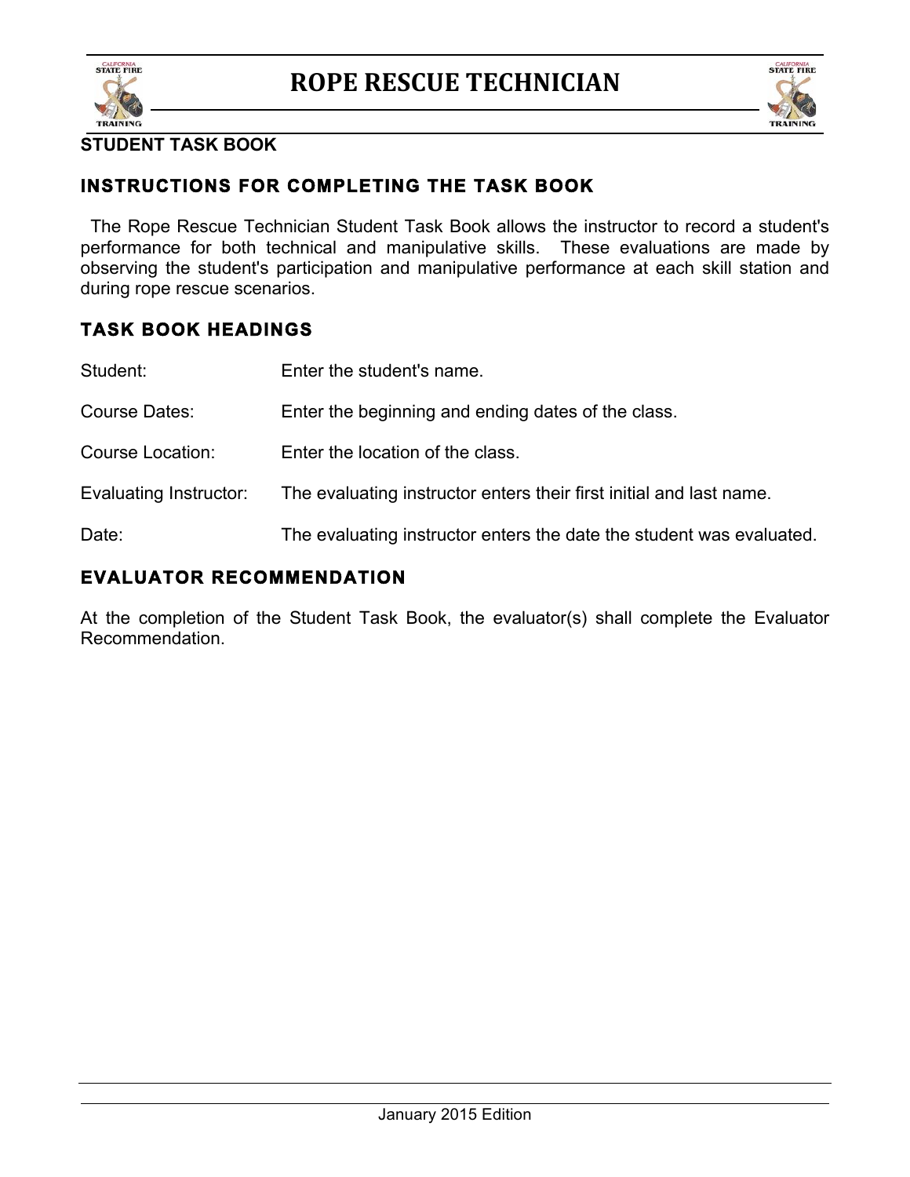# ROPE RESCUE TECHNICIAN

**STUDENT TASK BOOK**

## INSTRUCTIONS FOR COMPLETING THE TASK BOOK

The Rope Rescue Technician Student Task Book allows the instructor to record a student's performance for both technical and manipulative skills. These evaluations are made by observing the student's participation and manipulative performance at each skill station and during rope rescue scenarios.

## TASK BOOK HEADINGS

| | |
|---|---|
| Student: | Enter the student's name. |
| Course Dates: | Enter the beginning and ending dates of the class. |
| Course Location: | Enter the location of the class. |
| Evaluating Instructor: | The evaluating instructor enters their first initial and last name. |
| Date: | The evaluating instructor enters the date the student was evaluated. |

## EVALUATOR RECOMMENDATION

At the completion of the Student Task Book, the evaluator(s) shall complete the Evaluator Recommendation.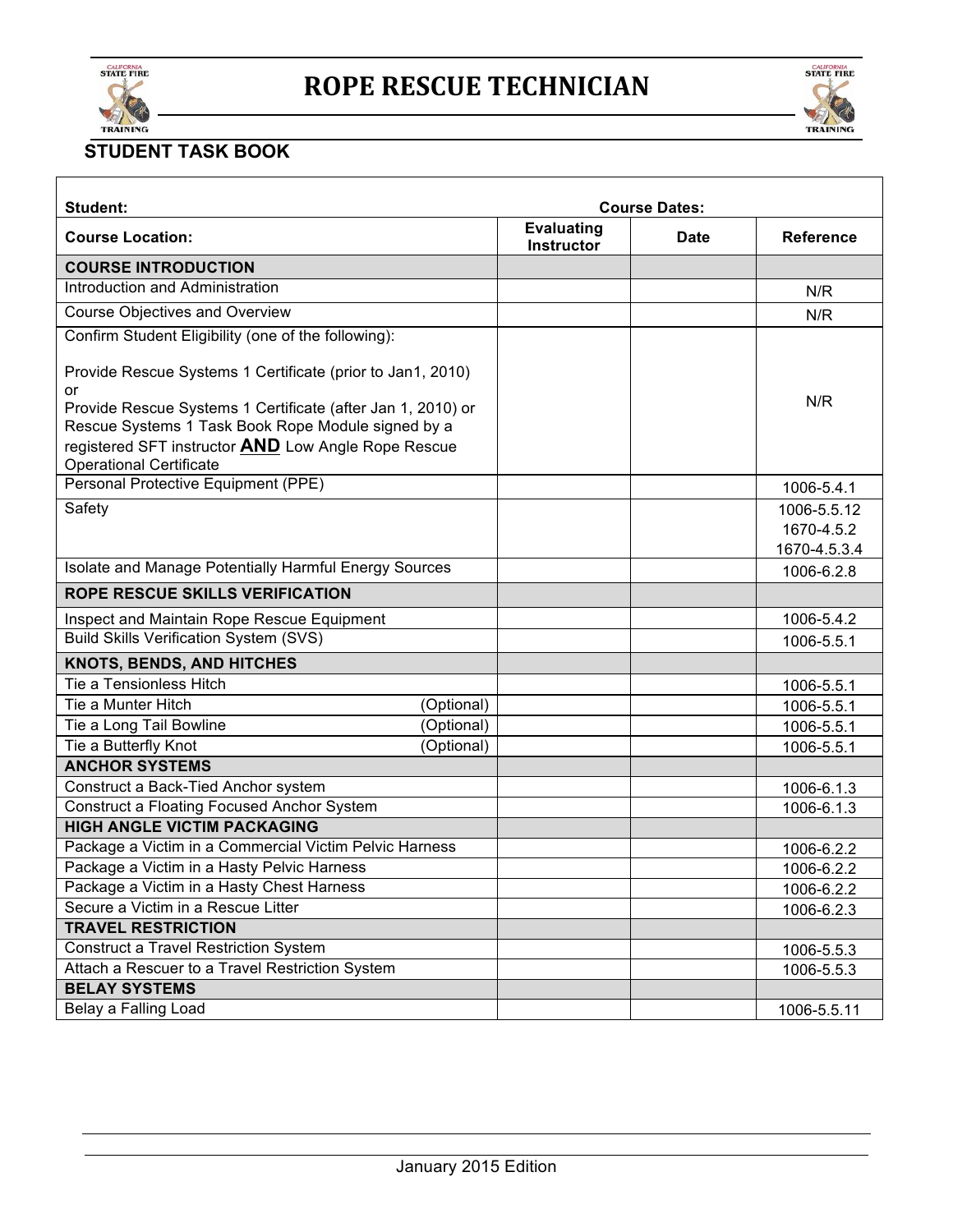# ROPE RESCUE TECHNICIAN

## STUDENT TASK BOOK

| Student: | Course Dates: | | |
|---|---|---|---|
| **Course Location:** | **Evaluating Instructor** | **Date** | **Reference** |
| **COURSE INTRODUCTION** | | | |
| Introduction and Administration | | | N/R |
| Course Objectives and Overview | | | N/R |
| Confirm Student Eligibility (one of the following):<br><br>Provide Rescue Systems 1 Certificate (prior to Jan1, 2010) or<br>Provide Rescue Systems 1 Certificate (after Jan 1, 2010) or Rescue Systems 1 Task Book Rope Module signed by a registered SFT instructor **AND** Low Angle Rope Rescue Operational Certificate | | | N/R |
| Personal Protective Equipment (PPE) | | | 1006-5.4.1 |
| Safety | | | 1006-5.5.12<br>1670-4.5.2<br>1670-4.5.3.4 |
| Isolate and Manage Potentially Harmful Energy Sources | | | 1006-6.2.8 |
| **ROPE RESCUE SKILLS VERIFICATION** | | | |
| Inspect and Maintain Rope Rescue Equipment | | | 1006-5.4.2 |
| Build Skills Verification System (SVS) | | | 1006-5.5.1 |
| **KNOTS, BENDS, AND HITCHES** | | | |
| Tie a Tensionless Hitch | | | 1006-5.5.1 |
| Tie a Munter Hitch (Optional) | | | 1006-5.5.1 |
| Tie a Long Tail Bowline (Optional) | | | 1006-5.5.1 |
| Tie a Butterfly Knot (Optional) | | | 1006-5.5.1 |
| **ANCHOR SYSTEMS** | | | |
| Construct a Back-Tied Anchor system | | | 1006-6.1.3 |
| Construct a Floating Focused Anchor System | | | 1006-6.1.3 |
| **HIGH ANGLE VICTIM PACKAGING** | | | |
| Package a Victim in a Commercial Victim Pelvic Harness | | | 1006-6.2.2 |
| Package a Victim in a Hasty Pelvic Harness | | | 1006-6.2.2 |
| Package a Victim in a Hasty Chest Harness | | | 1006-6.2.2 |
| Secure a Victim in a Rescue Litter | | | 1006-6.2.3 |
| **TRAVEL RESTRICTION** | | | |
| Construct a Travel Restriction System | | | 1006-5.5.3 |
| Attach a Rescuer to a Travel Restriction System | | | 1006-5.5.3 |
| **BELAY SYSTEMS** | | | |
| Belay a Falling Load | | | 1006-5.5.11 |

January 2015 Edition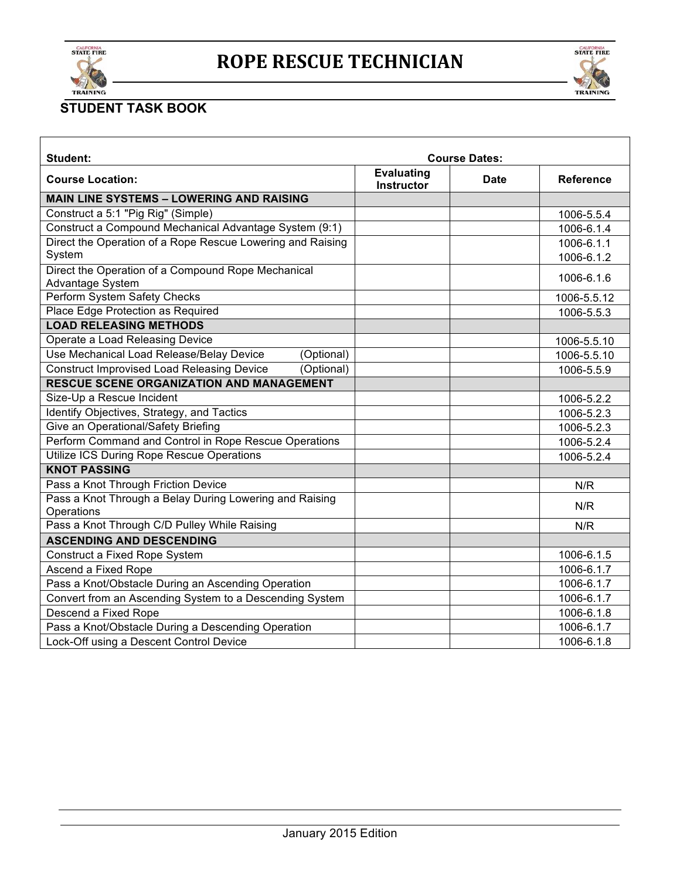# ROPE RESCUE TECHNICIAN

## STUDENT TASK BOOK

| Student: | | Course Dates: | |
|---|---|---|---|
| **Course Location:** | **Evaluating Instructor** | **Date** | **Reference** |
| **MAIN LINE SYSTEMS – LOWERING AND RAISING** | | | |
| Construct a 5:1 "Pig Rig" (Simple) | | | 1006-5.5.4 |
| Construct a Compound Mechanical Advantage System (9:1) | | | 1006-6.1.4 |
| Direct the Operation of a Rope Rescue Lowering and Raising System | | | 1006-6.1.1 1006-6.1.2 |
| Direct the Operation of a Compound Rope Mechanical Advantage System | | | 1006-6.1.6 |
| Perform System Safety Checks | | | 1006-5.5.12 |
| Place Edge Protection as Required | | | 1006-5.5.3 |
| **LOAD RELEASING METHODS** | | | |
| Operate a Load Releasing Device | | | 1006-5.5.10 |
| Use Mechanical Load Release/Belay Device (Optional) | | | 1006-5.5.10 |
| Construct Improvised Load Releasing Device (Optional) | | | 1006-5.5.9 |
| **RESCUE SCENE ORGANIZATION AND MANAGEMENT** | | | |
| Size-Up a Rescue Incident | | | 1006-5.2.2 |
| Identify Objectives, Strategy, and Tactics | | | 1006-5.2.3 |
| Give an Operational/Safety Briefing | | | 1006-5.2.3 |
| Perform Command and Control in Rope Rescue Operations | | | 1006-5.2.4 |
| Utilize ICS During Rope Rescue Operations | | | 1006-5.2.4 |
| **KNOT PASSING** | | | |
| Pass a Knot Through Friction Device | | | N/R |
| Pass a Knot Through a Belay During Lowering and Raising Operations | | | N/R |
| Pass a Knot Through C/D Pulley While Raising | | | N/R |
| **ASCENDING AND DESCENDING** | | | |
| Construct a Fixed Rope System | | | 1006-6.1.5 |
| Ascend a Fixed Rope | | | 1006-6.1.7 |
| Pass a Knot/Obstacle During an Ascending Operation | | | 1006-6.1.7 |
| Convert from an Ascending System to a Descending System | | | 1006-6.1.7 |
| Descend a Fixed Rope | | | 1006-6.1.8 |
| Pass a Knot/Obstacle During a Descending Operation | | | 1006-6.1.7 |
| Lock-Off using a Descent Control Device | | | 1006-6.1.8 |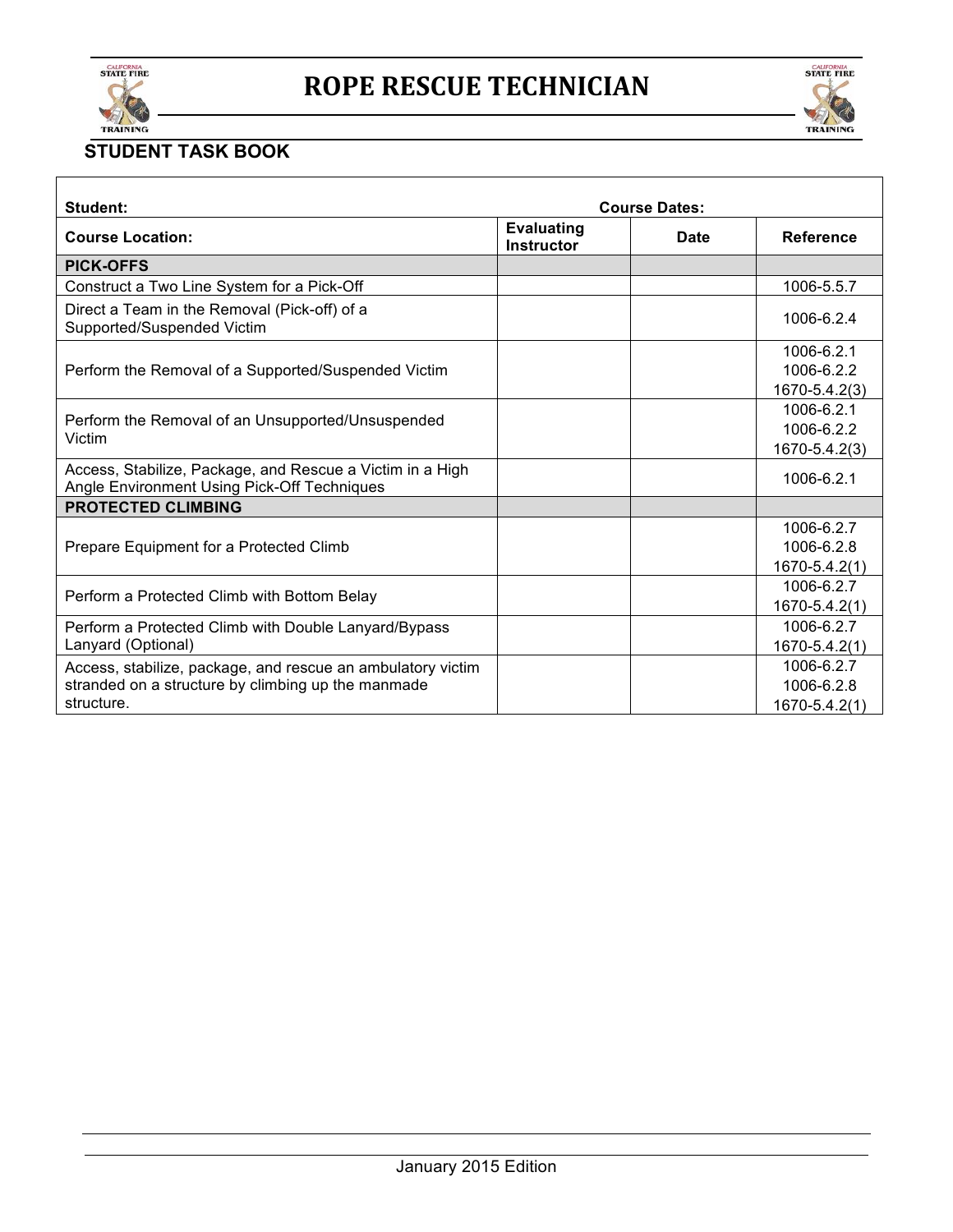# ROPE RESCUE TECHNICIAN

## STUDENT TASK BOOK

| Student: | Course Dates: | | |
|---|---|---|---|
| **Course Location:** | **Evaluating Instructor** | **Date** | **Reference** |
| **PICK-OFFS** | | | |
| Construct a Two Line System for a Pick-Off | | | 1006-5.5.7 |
| Direct a Team in the Removal (Pick-off) of a Supported/Suspended Victim | | | 1006-6.2.4 |
| Perform the Removal of a Supported/Suspended Victim | | | 1006-6.2.1<br>1006-6.2.2<br>1670-5.4.2(3) |
| Perform the Removal of an Unsupported/Unsuspended Victim | | | 1006-6.2.1<br>1006-6.2.2<br>1670-5.4.2(3) |
| Access, Stabilize, Package, and Rescue a Victim in a High Angle Environment Using Pick-Off Techniques | | | 1006-6.2.1 |
| **PROTECTED CLIMBING** | | | |
| Prepare Equipment for a Protected Climb | | | 1006-6.2.7<br>1006-6.2.8<br>1670-5.4.2(1) |
| Perform a Protected Climb with Bottom Belay | | | 1006-6.2.7<br>1670-5.4.2(1) |
| Perform a Protected Climb with Double Lanyard/Bypass Lanyard (Optional) | | | 1006-6.2.7<br>1670-5.4.2(1) |
| Access, stabilize, package, and rescue an ambulatory victim stranded on a structure by climbing up the manmade structure. | | | 1006-6.2.7<br>1006-6.2.8<br>1670-5.4.2(1) |

January 2015 Edition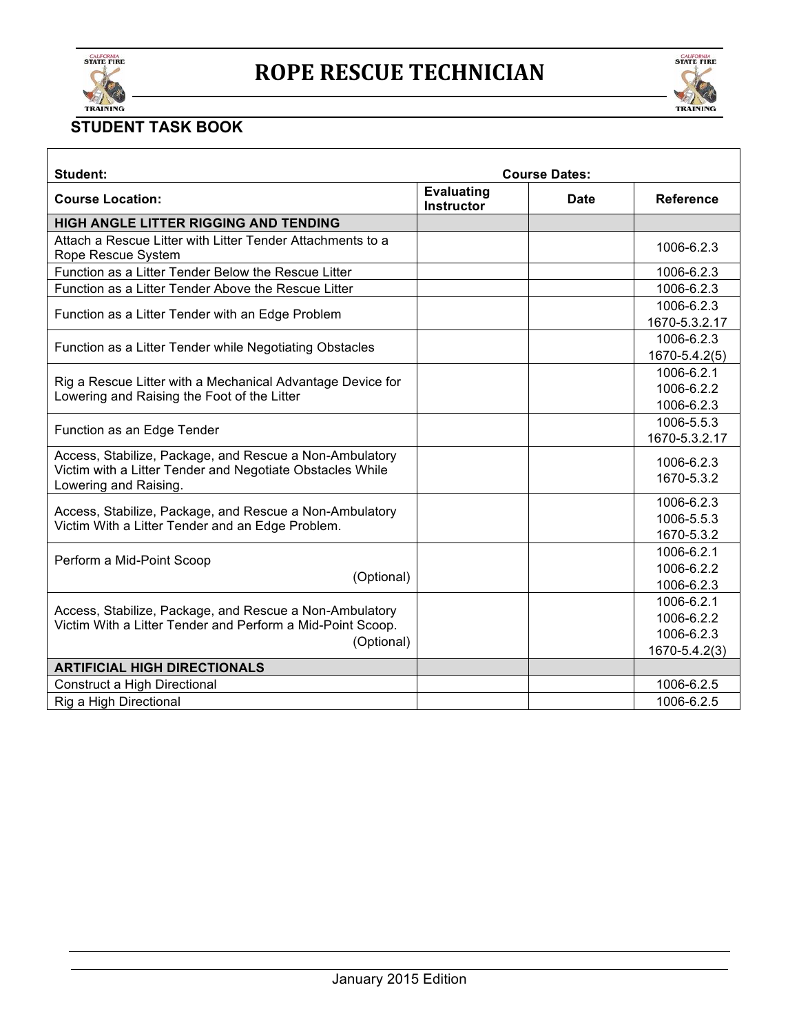# ROPE RESCUE TECHNICIAN

## STUDENT TASK BOOK

| Student: | Course Dates: | | |
|---|---|---|---|
| **Course Location:** | **Evaluating Instructor** | **Date** | **Reference** |
| **HIGH ANGLE LITTER RIGGING AND TENDING** | | | |
| Attach a Rescue Litter with Litter Tender Attachments to a Rope Rescue System | | | 1006-6.2.3 |
| Function as a Litter Tender Below the Rescue Litter | | | 1006-6.2.3 |
| Function as a Litter Tender Above the Rescue Litter | | | 1006-6.2.3 |
| Function as a Litter Tender with an Edge Problem | | | 1006-6.2.3<br>1670-5.3.2.17 |
| Function as a Litter Tender while Negotiating Obstacles | | | 1006-6.2.3<br>1670-5.4.2(5) |
| Rig a Rescue Litter with a Mechanical Advantage Device for Lowering and Raising the Foot of the Litter | | | 1006-6.2.1<br>1006-6.2.2<br>1006-6.2.3 |
| Function as an Edge Tender | | | 1006-5.5.3<br>1670-5.3.2.17 |
| Access, Stabilize, Package, and Rescue a Non-Ambulatory Victim with a Litter Tender and Negotiate Obstacles While Lowering and Raising. | | | 1006-6.2.3<br>1670-5.3.2 |
| Access, Stabilize, Package, and Rescue a Non-Ambulatory Victim With a Litter Tender and an Edge Problem. | | | 1006-6.2.3<br>1006-5.5.3<br>1670-5.3.2 |
| Perform a Mid-Point Scoop (Optional) | | | 1006-6.2.1<br>1006-6.2.2<br>1006-6.2.3 |
| Access, Stabilize, Package, and Rescue a Non-Ambulatory Victim With a Litter Tender and Perform a Mid-Point Scoop. (Optional) | | | 1006-6.2.1<br>1006-6.2.2<br>1006-6.2.3<br>1670-5.4.2(3) |
| **ARTIFICIAL HIGH DIRECTIONALS** | | | |
| Construct a High Directional | | | 1006-6.2.5 |
| Rig a High Directional | | | 1006-6.2.5 |

January 2015 Edition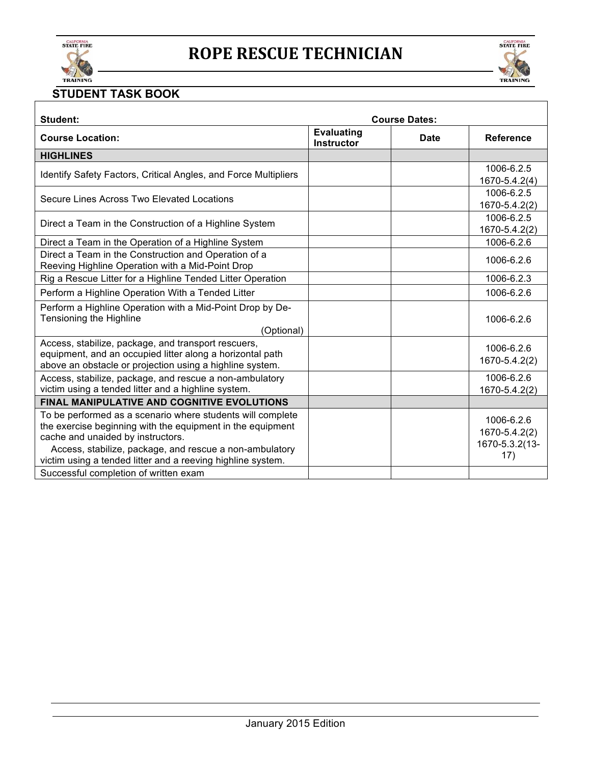# ROPE RESCUE TECHNICIAN

## STUDENT TASK BOOK

| Student: | Course Dates: | | |
|---|---|---|---|
| **Course Location:** | **Evaluating Instructor** | **Date** | **Reference** |
| **HIGHLINES** | | | |
| Identify Safety Factors, Critical Angles, and Force Multipliers | | | 1006-6.2.5<br>1670-5.4.2(4) |
| Secure Lines Across Two Elevated Locations | | | 1006-6.2.5<br>1670-5.4.2(2) |
| Direct a Team in the Construction of a Highline System | | | 1006-6.2.5<br>1670-5.4.2(2) |
| Direct a Team in the Operation of a Highline System | | | 1006-6.2.6 |
| Direct a Team in the Construction and Operation of a Reeving Highline Operation with a Mid-Point Drop | | | 1006-6.2.6 |
| Rig a Rescue Litter for a Highline Tended Litter Operation | | | 1006-6.2.3 |
| Perform a Highline Operation With a Tended Litter | | | 1006-6.2.6 |
| Perform a Highline Operation with a Mid-Point Drop by De-Tensioning the Highline (Optional) | | | 1006-6.2.6 |
| Access, stabilize, package, and transport rescuers, equipment, and an occupied litter along a horizontal path above an obstacle or projection using a highline system. | | | 1006-6.2.6<br>1670-5.4.2(2) |
| Access, stabilize, package, and rescue a non-ambulatory victim using a tended litter and a highline system. | | | 1006-6.2.6<br>1670-5.4.2(2) |
| **FINAL MANIPULATIVE AND COGNITIVE EVOLUTIONS** | | | |
| To be performed as a scenario where students will complete the exercise beginning with the equipment in the equipment cache and unaided by instructors.<br>Access, stabilize, package, and rescue a non-ambulatory victim using a tended litter and a reeving highline system. | | | 1006-6.2.6<br>1670-5.4.2(2)<br>1670-5.3.2(13-17) |
| Successful completion of written exam | | | |

January 2015 Edition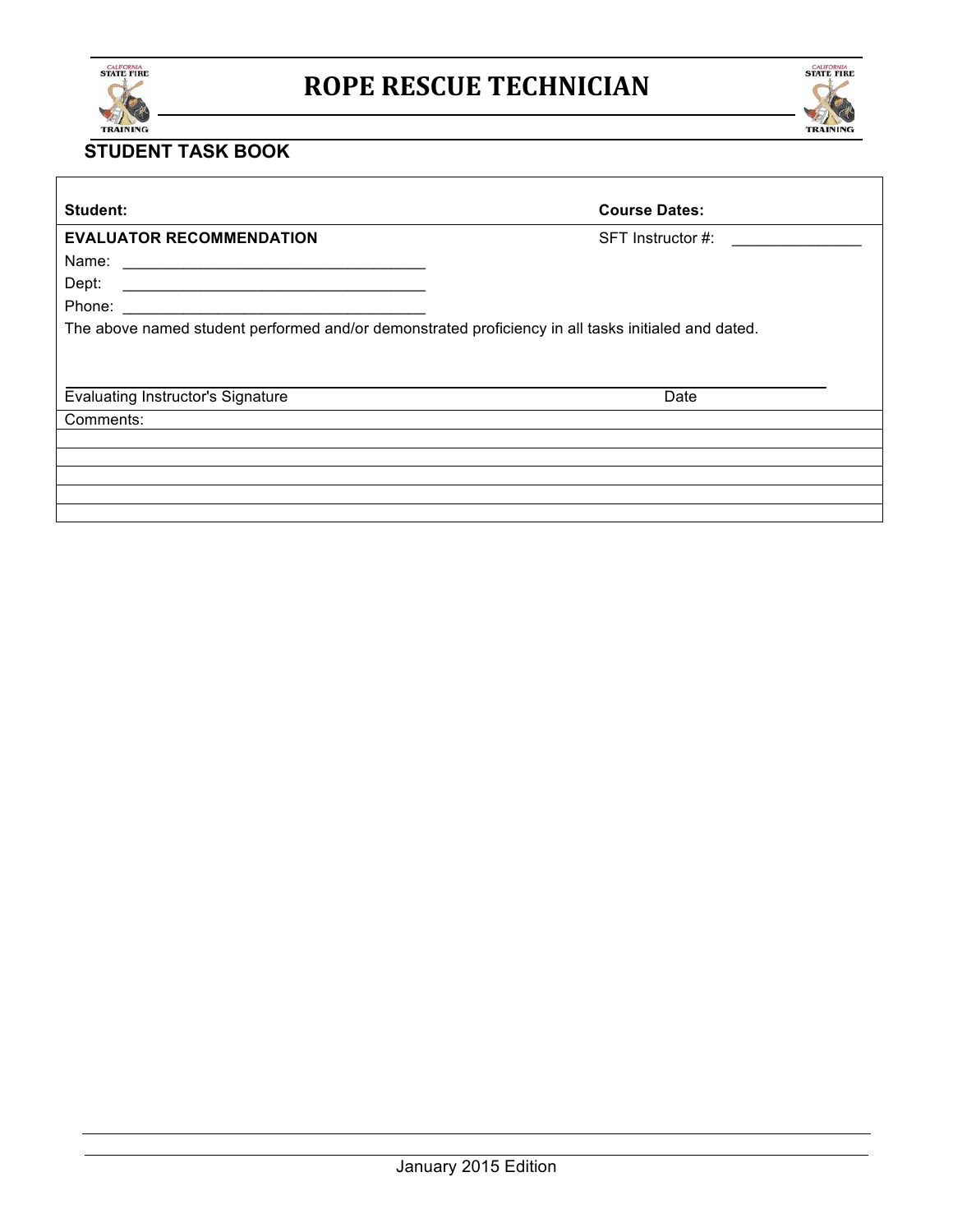# ROPE RESCUE TECHNICIAN

**STUDENT TASK BOOK**

**Student:** **Course Dates:**

**EVALUATOR RECOMMENDATION** SFT Instructor #: _______________

Name: ____________________________________

Dept: ____________________________________

Phone: ____________________________________

The above named student performed and/or demonstrated proficiency in all tasks initialed and dated.

______________________________________________________________________________

Evaluating Instructor's Signature Date

Comments:

January 2015 Edition